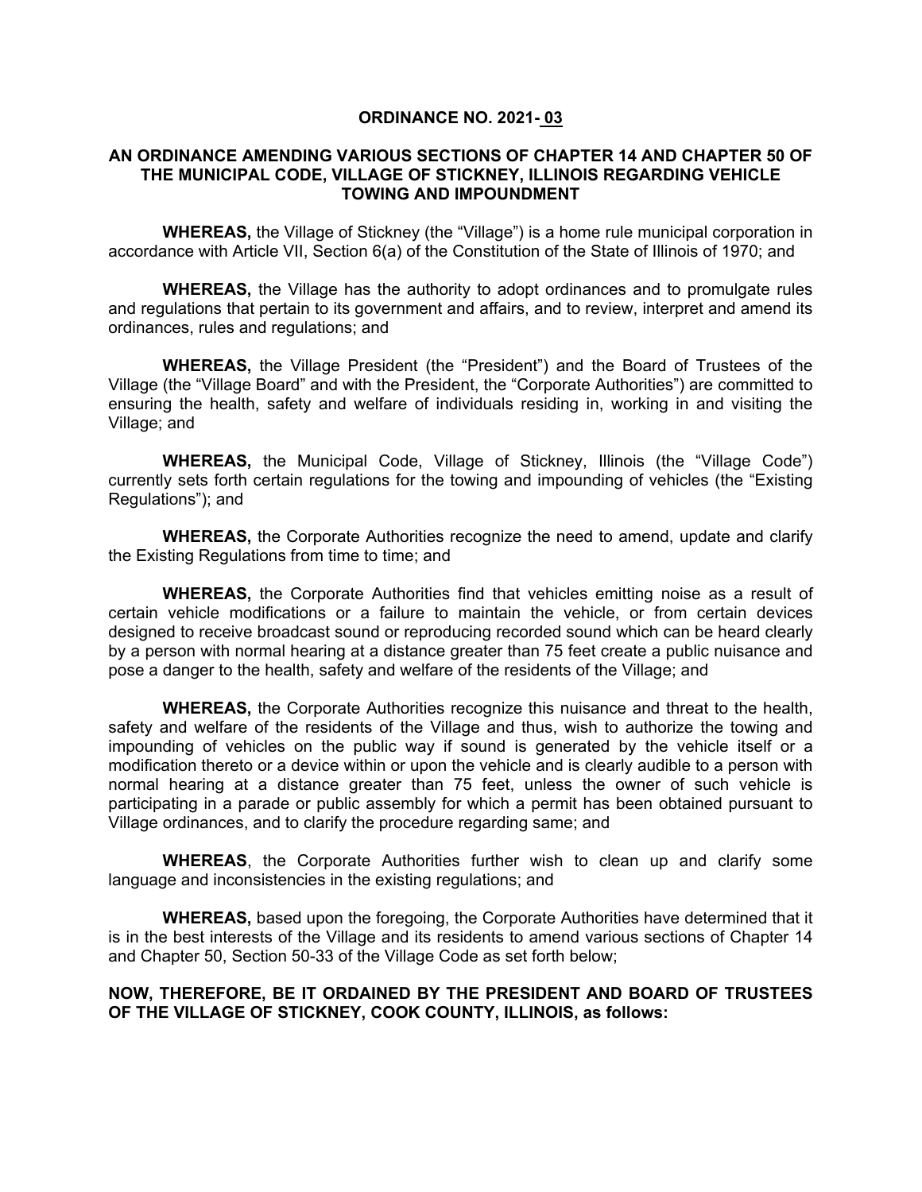# ORDINANCE NO. 2021- 03

## AN ORDINANCE AMENDING VARIOUS SECTIONS OF CHAPTER 14 AND CHAPTER 50 OF THE MUNICIPAL CODE, VILLAGE OF STICKNEY, ILLINOIS REGARDING VEHICLE TOWING AND IMPOUNDMENT

**WHEREAS,** the Village of Stickney (the "Village") is a home rule municipal corporation in accordance with Article VII, Section 6(a) of the Constitution of the State of Illinois of 1970; and

**WHEREAS,** the Village has the authority to adopt ordinances and to promulgate rules and regulations that pertain to its government and affairs, and to review, interpret and amend its ordinances, rules and regulations; and

**WHEREAS,** the Village President (the "President") and the Board of Trustees of the Village (the "Village Board" and with the President, the "Corporate Authorities") are committed to ensuring the health, safety and welfare of individuals residing in, working in and visiting the Village; and

**WHEREAS,** the Municipal Code, Village of Stickney, Illinois (the "Village Code") currently sets forth certain regulations for the towing and impounding of vehicles (the "Existing Regulations"); and

**WHEREAS,** the Corporate Authorities recognize the need to amend, update and clarify the Existing Regulations from time to time; and

**WHEREAS,** the Corporate Authorities find that vehicles emitting noise as a result of certain vehicle modifications or a failure to maintain the vehicle, or from certain devices designed to receive broadcast sound or reproducing recorded sound which can be heard clearly by a person with normal hearing at a distance greater than 75 feet create a public nuisance and pose a danger to the health, safety and welfare of the residents of the Village; and

**WHEREAS,** the Corporate Authorities recognize this nuisance and threat to the health, safety and welfare of the residents of the Village and thus, wish to authorize the towing and impounding of vehicles on the public way if sound is generated by the vehicle itself or a modification thereto or a device within or upon the vehicle and is clearly audible to a person with normal hearing at a distance greater than 75 feet, unless the owner of such vehicle is participating in a parade or public assembly for which a permit has been obtained pursuant to Village ordinances, and to clarify the procedure regarding same; and

**WHEREAS**, the Corporate Authorities further wish to clean up and clarify some language and inconsistencies in the existing regulations; and

**WHEREAS,** based upon the foregoing, the Corporate Authorities have determined that it is in the best interests of the Village and its residents to amend various sections of Chapter 14 and Chapter 50, Section 50-33 of the Village Code as set forth below;

**NOW, THEREFORE, BE IT ORDAINED BY THE PRESIDENT AND BOARD OF TRUSTEES OF THE VILLAGE OF STICKNEY, COOK COUNTY, ILLINOIS, as follows:**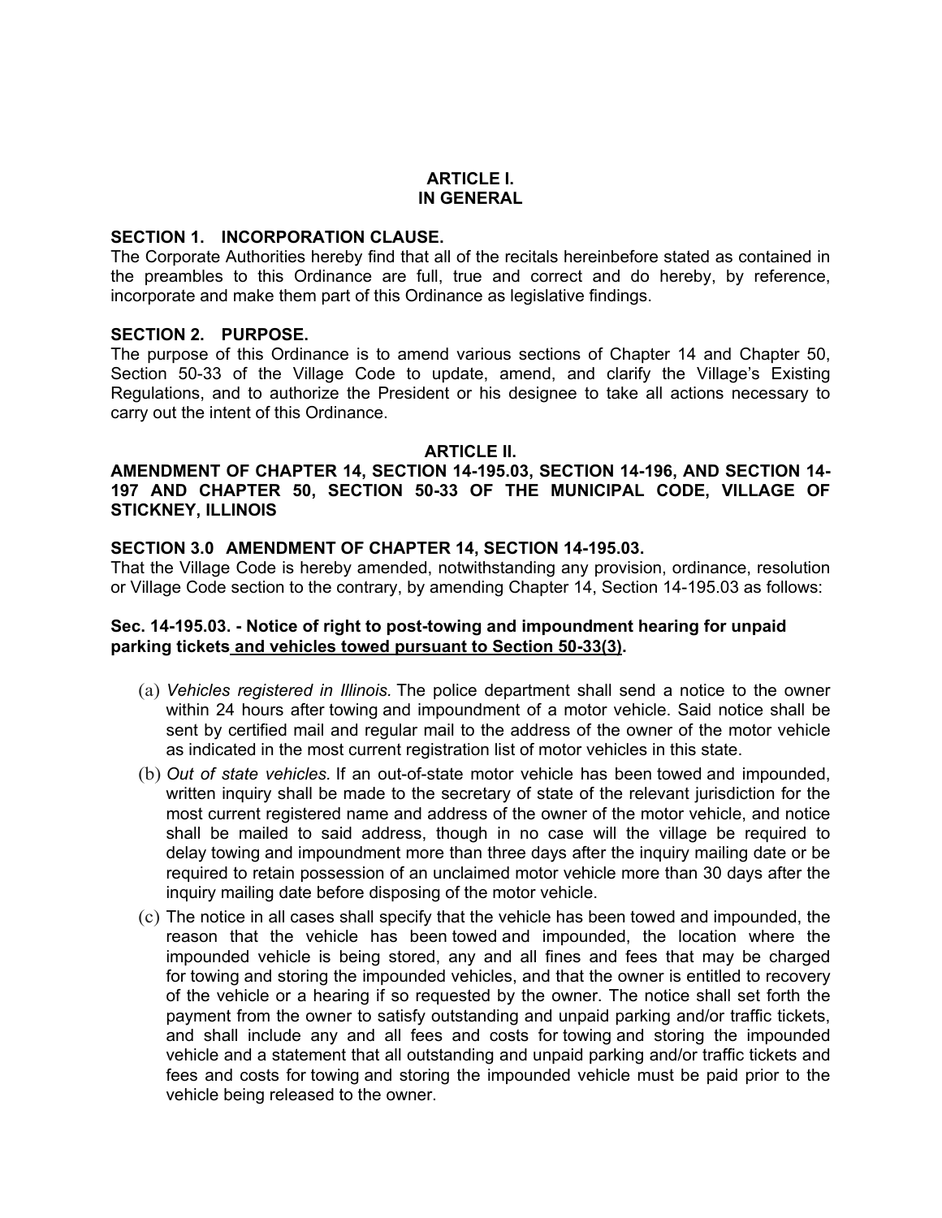## ARTICLE I.
## IN GENERAL

**SECTION 1. INCORPORATION CLAUSE.**
The Corporate Authorities hereby find that all of the recitals hereinbefore stated as contained in the preambles to this Ordinance are full, true and correct and do hereby, by reference, incorporate and make them part of this Ordinance as legislative findings.

**SECTION 2. PURPOSE.**
The purpose of this Ordinance is to amend various sections of Chapter 14 and Chapter 50, Section 50-33 of the Village Code to update, amend, and clarify the Village's Existing Regulations, and to authorize the President or his designee to take all actions necessary to carry out the intent of this Ordinance.

## ARTICLE II.
## AMENDMENT OF CHAPTER 14, SECTION 14-195.03, SECTION 14-196, AND SECTION 14-197 AND CHAPTER 50, SECTION 50-33 OF THE MUNICIPAL CODE, VILLAGE OF STICKNEY, ILLINOIS

**SECTION 3.0 AMENDMENT OF CHAPTER 14, SECTION 14-195.03.**
That the Village Code is hereby amended, notwithstanding any provision, ordinance, resolution or Village Code section to the contrary, by amending Chapter 14, Section 14-195.03 as follows:

**Sec. 14-195.03. - Notice of right to post-towing and impoundment hearing for unpaid parking tickets <u>and vehicles towed pursuant to Section 50-33(3)</u>.**

(a) *Vehicles registered in Illinois.* The police department shall send a notice to the owner within 24 hours after towing and impoundment of a motor vehicle. Said notice shall be sent by certified mail and regular mail to the address of the owner of the motor vehicle as indicated in the most current registration list of motor vehicles in this state.

(b) *Out of state vehicles.* If an out-of-state motor vehicle has been towed and impounded, written inquiry shall be made to the secretary of state of the relevant jurisdiction for the most current registered name and address of the owner of the motor vehicle, and notice shall be mailed to said address, though in no case will the village be required to delay towing and impoundment more than three days after the inquiry mailing date or be required to retain possession of an unclaimed motor vehicle more than 30 days after the inquiry mailing date before disposing of the motor vehicle.

(c) The notice in all cases shall specify that the vehicle has been towed and impounded, the reason that the vehicle has been towed and impounded, the location where the impounded vehicle is being stored, any and all fines and fees that may be charged for towing and storing the impounded vehicles, and that the owner is entitled to recovery of the vehicle or a hearing if so requested by the owner. The notice shall set forth the payment from the owner to satisfy outstanding and unpaid parking and/or traffic tickets, and shall include any and all fees and costs for towing and storing the impounded vehicle and a statement that all outstanding and unpaid parking and/or traffic tickets and fees and costs for towing and storing the impounded vehicle must be paid prior to the vehicle being released to the owner.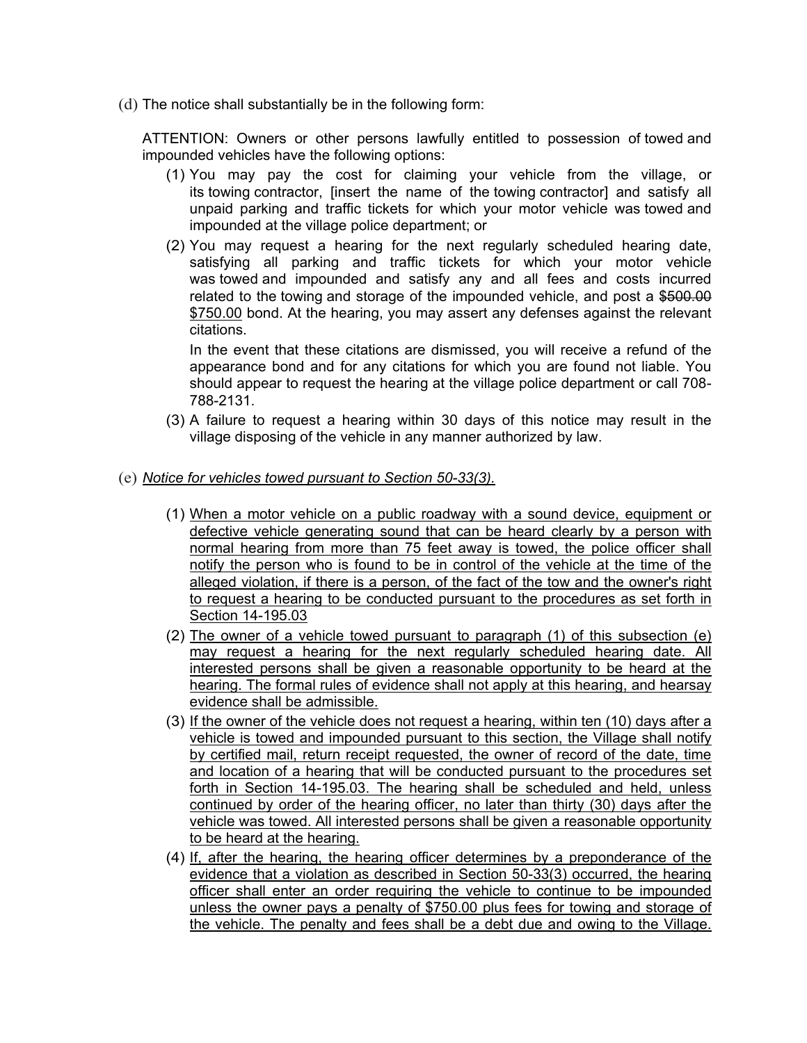(d) The notice shall substantially be in the following form:

ATTENTION: Owners or other persons lawfully entitled to possession of towed and impounded vehicles have the following options:

(1) You may pay the cost for claiming your vehicle from the village, or its towing contractor, [insert the name of the towing contractor] and satisfy all unpaid parking and traffic tickets for which your motor vehicle was towed and impounded at the village police department; or

(2) You may request a hearing for the next regularly scheduled hearing date, satisfying all parking and traffic tickets for which your motor vehicle was towed and impounded and satisfy any and all fees and costs incurred related to the towing and storage of the impounded vehicle, and post a ~~$500.00~~ <u>$750.00</u> bond. At the hearing, you may assert any defenses against the relevant citations.

In the event that these citations are dismissed, you will receive a refund of the appearance bond and for any citations for which you are found not liable. You should appear to request the hearing at the village police department or call 708-788-2131.

(3) A failure to request a hearing within 30 days of this notice may result in the village disposing of the vehicle in any manner authorized by law.

(e) <u>*Notice for vehicles towed pursuant to Section 50-33(3).*</u>

(1) <u>When a motor vehicle on a public roadway with a sound device, equipment or defective vehicle generating sound that can be heard clearly by a person with normal hearing from more than 75 feet away is towed, the police officer shall notify the person who is found to be in control of the vehicle at the time of the alleged violation, if there is a person, of the fact of the tow and the owner's right to request a hearing to be conducted pursuant to the procedures as set forth in Section 14-195.03</u>

(2) <u>The owner of a vehicle towed pursuant to paragraph (1) of this subsection (e) may request a hearing for the next regularly scheduled hearing date. All interested persons shall be given a reasonable opportunity to be heard at the hearing. The formal rules of evidence shall not apply at this hearing, and hearsay evidence shall be admissible.</u>

(3) <u>If the owner of the vehicle does not request a hearing, within ten (10) days after a vehicle is towed and impounded pursuant to this section, the Village shall notify by certified mail, return receipt requested, the owner of record of the date, time and location of a hearing that will be conducted pursuant to the procedures set forth in Section 14-195.03. The hearing shall be scheduled and held, unless continued by order of the hearing officer, no later than thirty (30) days after the vehicle was towed. All interested persons shall be given a reasonable opportunity to be heard at the hearing.</u>

(4) <u>If, after the hearing, the hearing officer determines by a preponderance of the evidence that a violation as described in Section 50-33(3) occurred, the hearing officer shall enter an order requiring the vehicle to continue to be impounded unless the owner pays a penalty of $750.00 plus fees for towing and storage of the vehicle. The penalty and fees shall be a debt due and owing to the Village.</u>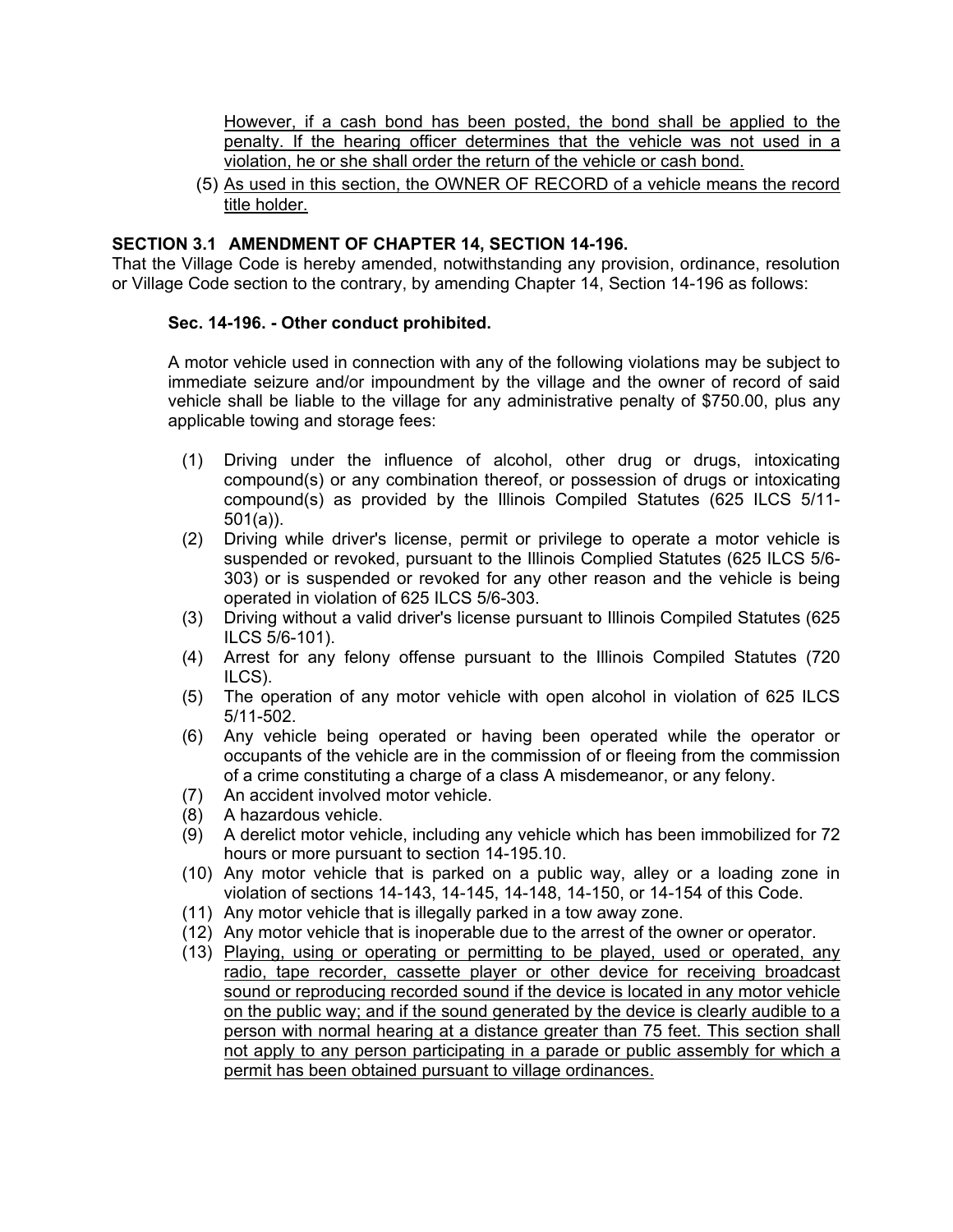However, if a cash bond has been posted, the bond shall be applied to the penalty. If the hearing officer determines that the vehicle was not used in a violation, he or she shall order the return of the vehicle or cash bond.

(5) As used in this section, the OWNER OF RECORD of a vehicle means the record title holder.

**SECTION 3.1 AMENDMENT OF CHAPTER 14, SECTION 14-196.**

That the Village Code is hereby amended, notwithstanding any provision, ordinance, resolution or Village Code section to the contrary, by amending Chapter 14, Section 14-196 as follows:

**Sec. 14-196. - Other conduct prohibited.**

A motor vehicle used in connection with any of the following violations may be subject to immediate seizure and/or impoundment by the village and the owner of record of said vehicle shall be liable to the village for any administrative penalty of $750.00, plus any applicable towing and storage fees:

(1) Driving under the influence of alcohol, other drug or drugs, intoxicating compound(s) or any combination thereof, or possession of drugs or intoxicating compound(s) as provided by the Illinois Compiled Statutes (625 ILCS 5/11-501(a)).

(2) Driving while driver's license, permit or privilege to operate a motor vehicle is suspended or revoked, pursuant to the Illinois Complied Statutes (625 ILCS 5/6-303) or is suspended or revoked for any other reason and the vehicle is being operated in violation of 625 ILCS 5/6-303.

(3) Driving without a valid driver's license pursuant to Illinois Compiled Statutes (625 ILCS 5/6-101).

(4) Arrest for any felony offense pursuant to the Illinois Compiled Statutes (720 ILCS).

(5) The operation of any motor vehicle with open alcohol in violation of 625 ILCS 5/11-502.

(6) Any vehicle being operated or having been operated while the operator or occupants of the vehicle are in the commission of or fleeing from the commission of a crime constituting a charge of a class A misdemeanor, or any felony.

(7) An accident involved motor vehicle.

(8) A hazardous vehicle.

(9) A derelict motor vehicle, including any vehicle which has been immobilized for 72 hours or more pursuant to section 14-195.10.

(10) Any motor vehicle that is parked on a public way, alley or a loading zone in violation of sections 14-143, 14-145, 14-148, 14-150, or 14-154 of this Code.

(11) Any motor vehicle that is illegally parked in a tow away zone.

(12) Any motor vehicle that is inoperable due to the arrest of the owner or operator.

(13) Playing, using or operating or permitting to be played, used or operated, any radio, tape recorder, cassette player or other device for receiving broadcast sound or reproducing recorded sound if the device is located in any motor vehicle on the public way; and if the sound generated by the device is clearly audible to a person with normal hearing at a distance greater than 75 feet. This section shall not apply to any person participating in a parade or public assembly for which a permit has been obtained pursuant to village ordinances.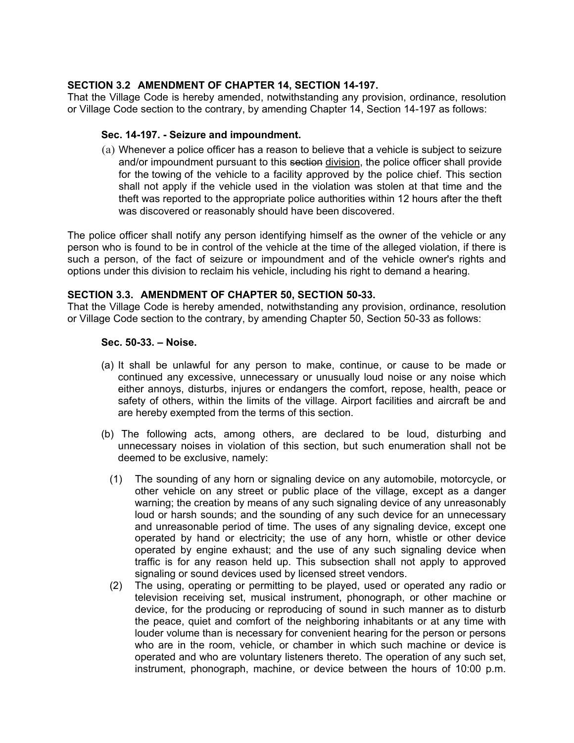**SECTION 3.2 AMENDMENT OF CHAPTER 14, SECTION 14-197.**
That the Village Code is hereby amended, notwithstanding any provision, ordinance, resolution or Village Code section to the contrary, by amending Chapter 14, Section 14-197 as follows:

**Sec. 14-197. - Seizure and impoundment.**

(a) Whenever a police officer has a reason to believe that a vehicle is subject to seizure and/or impoundment pursuant to this ~~section~~ <u>division</u>, the police officer shall provide for the towing of the vehicle to a facility approved by the police chief. This section shall not apply if the vehicle used in the violation was stolen at that time and the theft was reported to the appropriate police authorities within 12 hours after the theft was discovered or reasonably should have been discovered.

The police officer shall notify any person identifying himself as the owner of the vehicle or any person who is found to be in control of the vehicle at the time of the alleged violation, if there is such a person, of the fact of seizure or impoundment and of the vehicle owner's rights and options under this division to reclaim his vehicle, including his right to demand a hearing.

**SECTION 3.3. AMENDMENT OF CHAPTER 50, SECTION 50-33.**
That the Village Code is hereby amended, notwithstanding any provision, ordinance, resolution or Village Code section to the contrary, by amending Chapter 50, Section 50-33 as follows:

**Sec. 50-33. – Noise.**

(a) It shall be unlawful for any person to make, continue, or cause to be made or continued any excessive, unnecessary or unusually loud noise or any noise which either annoys, disturbs, injures or endangers the comfort, repose, health, peace or safety of others, within the limits of the village. Airport facilities and aircraft be and are hereby exempted from the terms of this section.

(b) The following acts, among others, are declared to be loud, disturbing and unnecessary noises in violation of this section, but such enumeration shall not be deemed to be exclusive, namely:

(1) The sounding of any horn or signaling device on any automobile, motorcycle, or other vehicle on any street or public place of the village, except as a danger warning; the creation by means of any such signaling device of any unreasonably loud or harsh sounds; and the sounding of any such device for an unnecessary and unreasonable period of time. The uses of any signaling device, except one operated by hand or electricity; the use of any horn, whistle or other device operated by engine exhaust; and the use of any such signaling device when traffic is for any reason held up. This subsection shall not apply to approved signaling or sound devices used by licensed street vendors.

(2) The using, operating or permitting to be played, used or operated any radio or television receiving set, musical instrument, phonograph, or other machine or device, for the producing or reproducing of sound in such manner as to disturb the peace, quiet and comfort of the neighboring inhabitants or at any time with louder volume than is necessary for convenient hearing for the person or persons who are in the room, vehicle, or chamber in which such machine or device is operated and who are voluntary listeners thereto. The operation of any such set, instrument, phonograph, machine, or device between the hours of 10:00 p.m.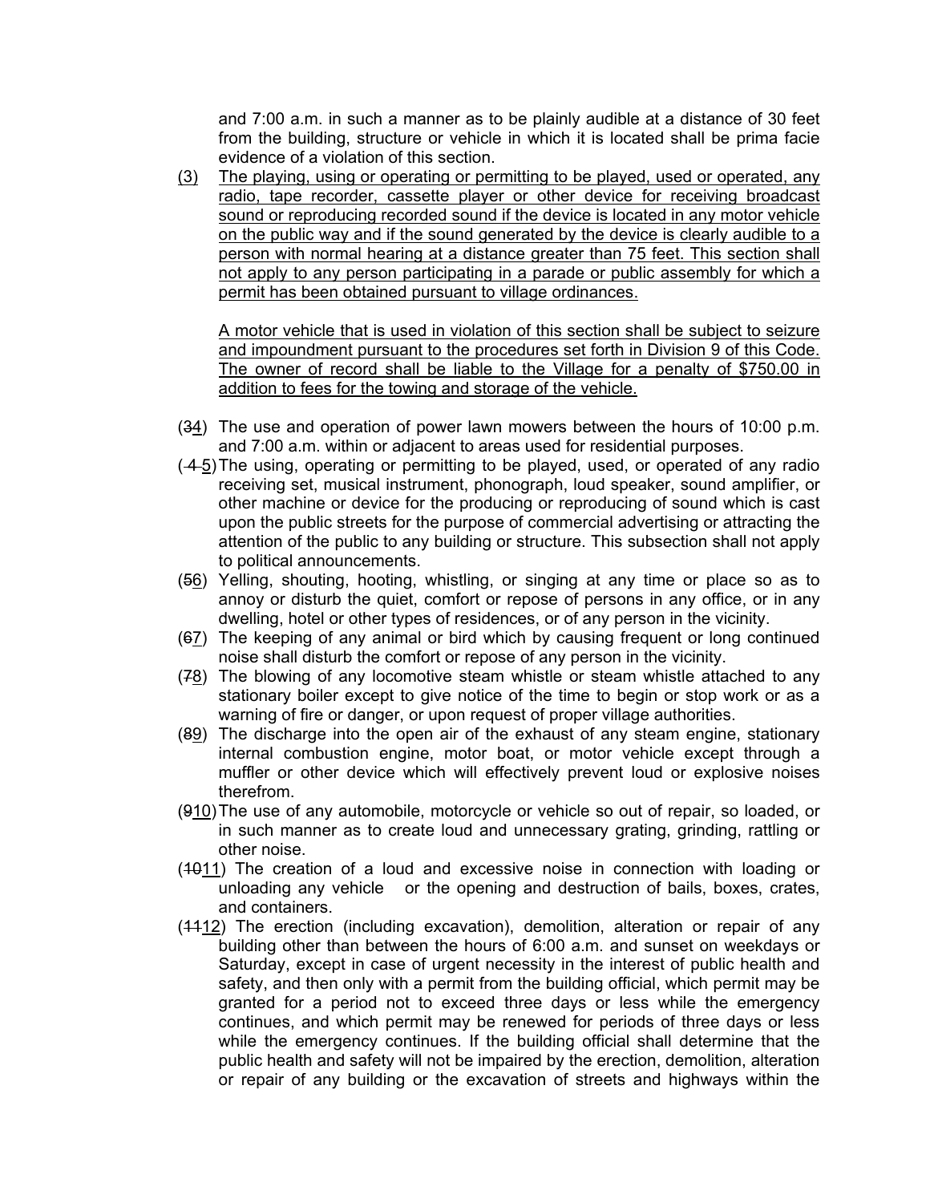and 7:00 a.m. in such a manner as to be plainly audible at a distance of 30 feet from the building, structure or vehicle in which it is located shall be prima facie evidence of a violation of this section.

(3) The playing, using or operating or permitting to be played, used or operated, any radio, tape recorder, cassette player or other device for receiving broadcast sound or reproducing recorded sound if the device is located in any motor vehicle on the public way and if the sound generated by the device is clearly audible to a person with normal hearing at a distance greater than 75 feet. This section shall not apply to any person participating in a parade or public assembly for which a permit has been obtained pursuant to village ordinances.

A motor vehicle that is used in violation of this section shall be subject to seizure and impoundment pursuant to the procedures set forth in Division 9 of this Code. The owner of record shall be liable to the Village for a penalty of $750.00 in addition to fees for the towing and storage of the vehicle.

(~~3~~4) The use and operation of power lawn mowers between the hours of 10:00 p.m. and 7:00 a.m. within or adjacent to areas used for residential purposes.

(~~4~~5) The using, operating or permitting to be played, used, or operated of any radio receiving set, musical instrument, phonograph, loud speaker, sound amplifier, or other machine or device for the producing or reproducing of sound which is cast upon the public streets for the purpose of commercial advertising or attracting the attention of the public to any building or structure. This subsection shall not apply to political announcements.

(~~5~~6) Yelling, shouting, hooting, whistling, or singing at any time or place so as to annoy or disturb the quiet, comfort or repose of persons in any office, or in any dwelling, hotel or other types of residences, or of any person in the vicinity.

(~~6~~7) The keeping of any animal or bird which by causing frequent or long continued noise shall disturb the comfort or repose of any person in the vicinity.

(~~7~~8) The blowing of any locomotive steam whistle or steam whistle attached to any stationary boiler except to give notice of the time to begin or stop work or as a warning of fire or danger, or upon request of proper village authorities.

(~~8~~9) The discharge into the open air of the exhaust of any steam engine, stationary internal combustion engine, motor boat, or motor vehicle except through a muffler or other device which will effectively prevent loud or explosive noises therefrom.

(~~9~~10) The use of any automobile, motorcycle or vehicle so out of repair, so loaded, or in such manner as to create loud and unnecessary grating, grinding, rattling or other noise.

(~~10~~11) The creation of a loud and excessive noise in connection with loading or unloading any vehicle or the opening and destruction of bails, boxes, crates, and containers.

(~~11~~12) The erection (including excavation), demolition, alteration or repair of any building other than between the hours of 6:00 a.m. and sunset on weekdays or Saturday, except in case of urgent necessity in the interest of public health and safety, and then only with a permit from the building official, which permit may be granted for a period not to exceed three days or less while the emergency continues, and which permit may be renewed for periods of three days or less while the emergency continues. If the building official shall determine that the public health and safety will not be impaired by the erection, demolition, alteration or repair of any building or the excavation of streets and highways within the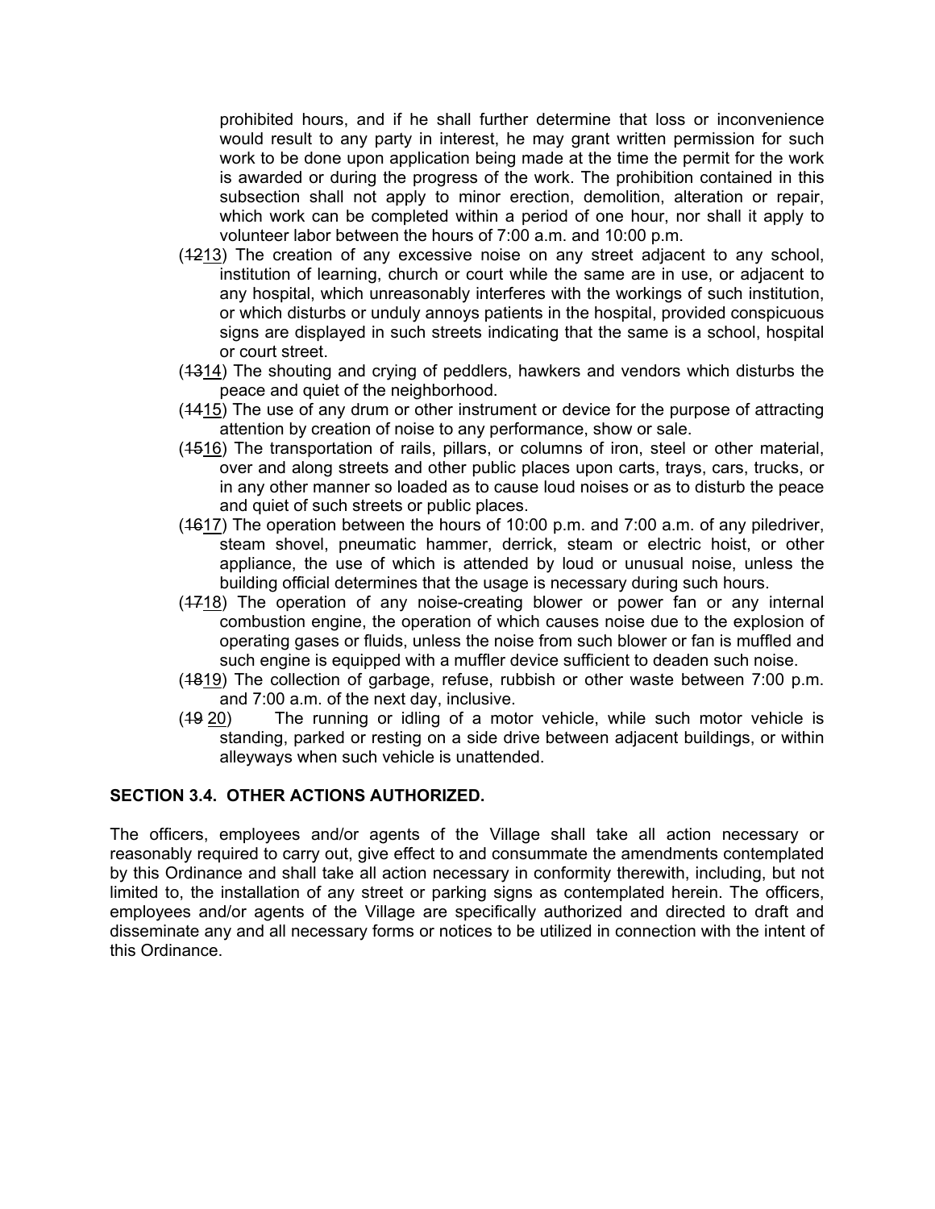prohibited hours, and if he shall further determine that loss or inconvenience would result to any party in interest, he may grant written permission for such work to be done upon application being made at the time the permit for the work is awarded or during the progress of the work. The prohibition contained in this subsection shall not apply to minor erection, demolition, alteration or repair, which work can be completed within a period of one hour, nor shall it apply to volunteer labor between the hours of 7:00 a.m. and 10:00 p.m.

(~~12~~<u>13</u>) The creation of any excessive noise on any street adjacent to any school, institution of learning, church or court while the same are in use, or adjacent to any hospital, which unreasonably interferes with the workings of such institution, or which disturbs or unduly annoys patients in the hospital, provided conspicuous signs are displayed in such streets indicating that the same is a school, hospital or court street.

(~~13~~<u>14</u>) The shouting and crying of peddlers, hawkers and vendors which disturbs the peace and quiet of the neighborhood.

(~~14~~<u>15</u>) The use of any drum or other instrument or device for the purpose of attracting attention by creation of noise to any performance, show or sale.

(~~15~~<u>16</u>) The transportation of rails, pillars, or columns of iron, steel or other material, over and along streets and other public places upon carts, trays, cars, trucks, or in any other manner so loaded as to cause loud noises or as to disturb the peace and quiet of such streets or public places.

(~~16~~<u>17</u>) The operation between the hours of 10:00 p.m. and 7:00 a.m. of any piledriver, steam shovel, pneumatic hammer, derrick, steam or electric hoist, or other appliance, the use of which is attended by loud or unusual noise, unless the building official determines that the usage is necessary during such hours.

(~~17~~<u>18</u>) The operation of any noise-creating blower or power fan or any internal combustion engine, the operation of which causes noise due to the explosion of operating gases or fluids, unless the noise from such blower or fan is muffled and such engine is equipped with a muffler device sufficient to deaden such noise.

(~~18~~<u>19</u>) The collection of garbage, refuse, rubbish or other waste between 7:00 p.m. and 7:00 a.m. of the next day, inclusive.

(~~19~~ <u>20</u>) The running or idling of a motor vehicle, while such motor vehicle is standing, parked or resting on a side drive between adjacent buildings, or within alleyways when such vehicle is unattended.

**SECTION 3.4. OTHER ACTIONS AUTHORIZED.**

The officers, employees and/or agents of the Village shall take all action necessary or reasonably required to carry out, give effect to and consummate the amendments contemplated by this Ordinance and shall take all action necessary in conformity therewith, including, but not limited to, the installation of any street or parking signs as contemplated herein. The officers, employees and/or agents of the Village are specifically authorized and directed to draft and disseminate any and all necessary forms or notices to be utilized in connection with the intent of this Ordinance.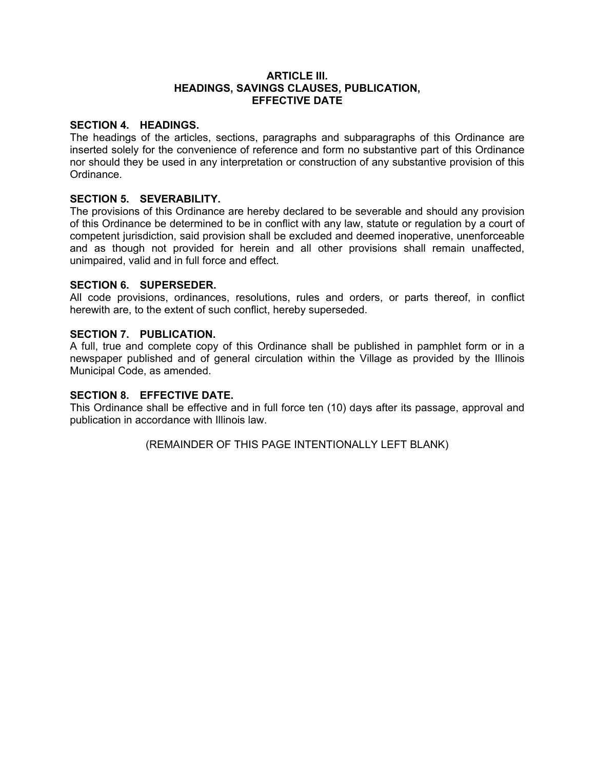## ARTICLE III.
## HEADINGS, SAVINGS CLAUSES, PUBLICATION, EFFECTIVE DATE

**SECTION 4. HEADINGS.**
The headings of the articles, sections, paragraphs and subparagraphs of this Ordinance are inserted solely for the convenience of reference and form no substantive part of this Ordinance nor should they be used in any interpretation or construction of any substantive provision of this Ordinance.

**SECTION 5. SEVERABILITY.**
The provisions of this Ordinance are hereby declared to be severable and should any provision of this Ordinance be determined to be in conflict with any law, statute or regulation by a court of competent jurisdiction, said provision shall be excluded and deemed inoperative, unenforceable and as though not provided for herein and all other provisions shall remain unaffected, unimpaired, valid and in full force and effect.

**SECTION 6. SUPERSEDER.**
All code provisions, ordinances, resolutions, rules and orders, or parts thereof, in conflict herewith are, to the extent of such conflict, hereby superseded.

**SECTION 7. PUBLICATION.**
A full, true and complete copy of this Ordinance shall be published in pamphlet form or in a newspaper published and of general circulation within the Village as provided by the Illinois Municipal Code, as amended.

**SECTION 8. EFFECTIVE DATE.**
This Ordinance shall be effective and in full force ten (10) days after its passage, approval and publication in accordance with Illinois law.

(REMAINDER OF THIS PAGE INTENTIONALLY LEFT BLANK)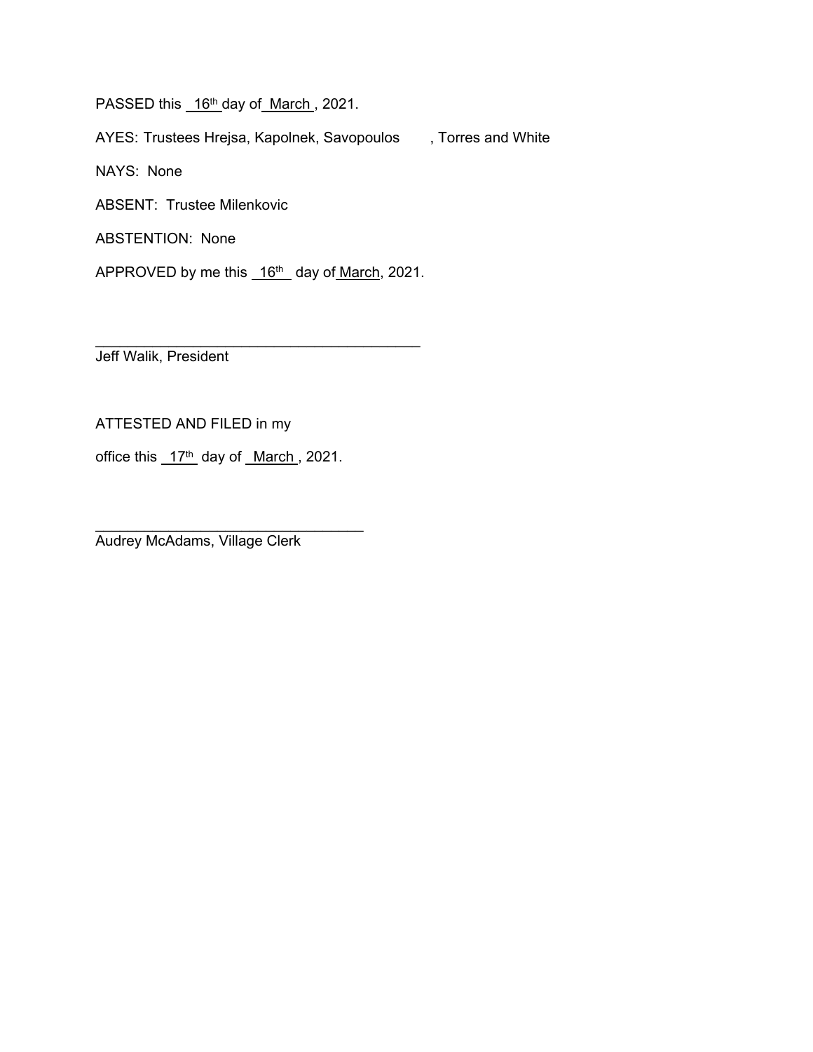PASSED this 16th day of March, 2021.

AYES: Trustees Hrejsa, Kapolnek, Savopoulos , Torres and White

NAYS: None

ABSENT: Trustee Milenkovic

ABSTENTION: None

APPROVED by me this 16th day of March, 2021.

\_\_\_\_\_\_\_\_\_\_\_\_\_\_\_\_\_\_\_\_\_\_\_\_\_\_\_\_\_\_\_\_\_\_\_\_\_\_\_\_

Jeff Walik, President

ATTESTED AND FILED in my

office this 17th day of March, 2021.

\_\_\_\_\_\_\_\_\_\_\_\_\_\_\_\_\_\_\_\_\_\_\_\_\_\_\_\_\_\_\_\_\_

Audrey McAdams, Village Clerk